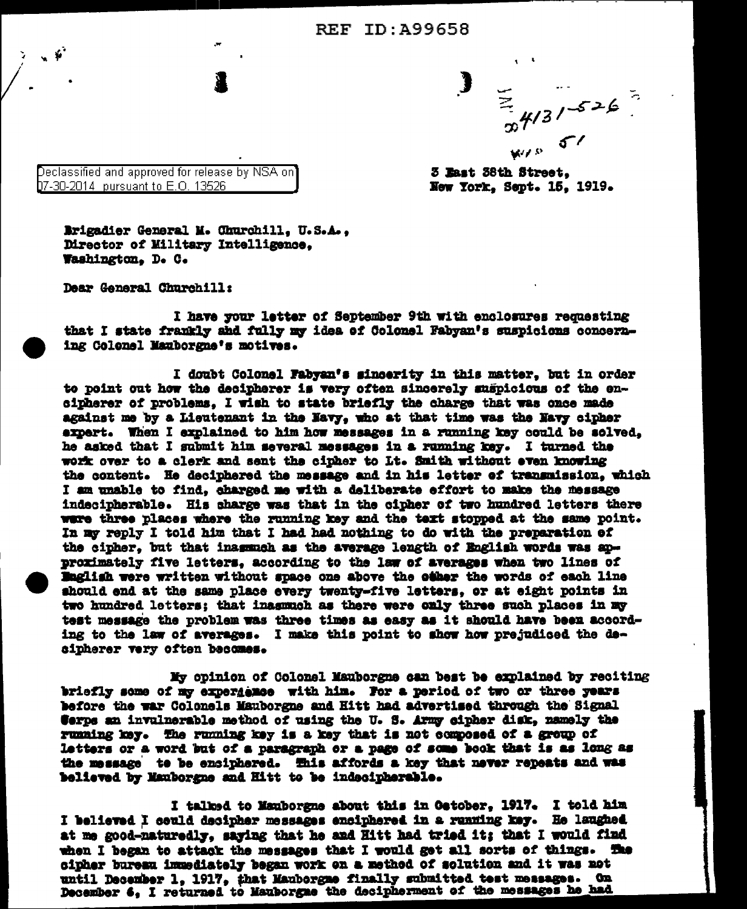REF ID:A99658

Declassified and approved for release by NSA on 07-30-2014 pursuant to E.O. 13526

3 East 38th Street,
New York, Sept. 15, 1919.

Brigadier General M. Churchill, U.S.A.,
Director of Military Intelligence,
Washington, D. C.

Dear General Churchill:

I have your letter of September 9th with enclosures requesting that I state frankly and fully my idea of Colonel Fabyan's suspicions concerning Colonel Mauborgne's motives.

I doubt Colonel Fabyan's sincerity in this matter, but in order to point out how the decipherer is very often sincerely suspicious of the encipherer of problems, I wish to state briefly the charge that was once made against me by a Lieutenant in the Navy, who at that time was the Navy cipher expert. When I explained to him how messages in a running key could be solved, he asked that I submit him several messages in a running key. I turned the work over to a clerk and sent the cipher to Lt. Smith without even knowing the content. He deciphered the message and in his letter of transmission, which I am unable to find, charged me with a deliberate effort to make the message indecipherable. His charge was that in the cipher of two hundred letters there were three places where the running key and the text stopped at the same point. In my reply I told him that I had had nothing to do with the preparation of the cipher, but that inasmuch as the average length of English words was approximately five letters, according to the law of averages when two lines of English were written without space one above the other the words of each line should end at the same place every twenty-five letters, or at eight points in two hundred letters; that inasmuch as there were only three such places in my test message the problem was three times as easy as it should have been according to the law of averages. I make this point to show how prejudiced the decipherer very often becomes.

My opinion of Colonel Mauborgne can best be explained by reciting briefly some of my experience with him. For a period of two or three years before the war Colonels Mauborgne and Hitt had advertised through the Signal Corps an invulnerable method of using the U. S. Army cipher disk, namely the running key. The running key is a key that is not composed of a group of letters or a word but of a paragraph or a page of some book that is as long as the message to be enciphered. This affords a key that never repeats and was believed by Mauborgne and Hitt to be indecipherable.

I talked to Mauborgne about this in October, 1917. I told him I believed I could decipher messages enciphered in a running key. He laughed at me good-naturedly, saying that he and Hitt had tried it; that I would find when I began to attack the messages that I would get all sorts of things. The cipher bureau immediately began work on a method of solution and it was not until December 1, 1917, that Mauborgne finally submitted test messages. On December 6, I returned to Mauborgne the decipherment of the messages he had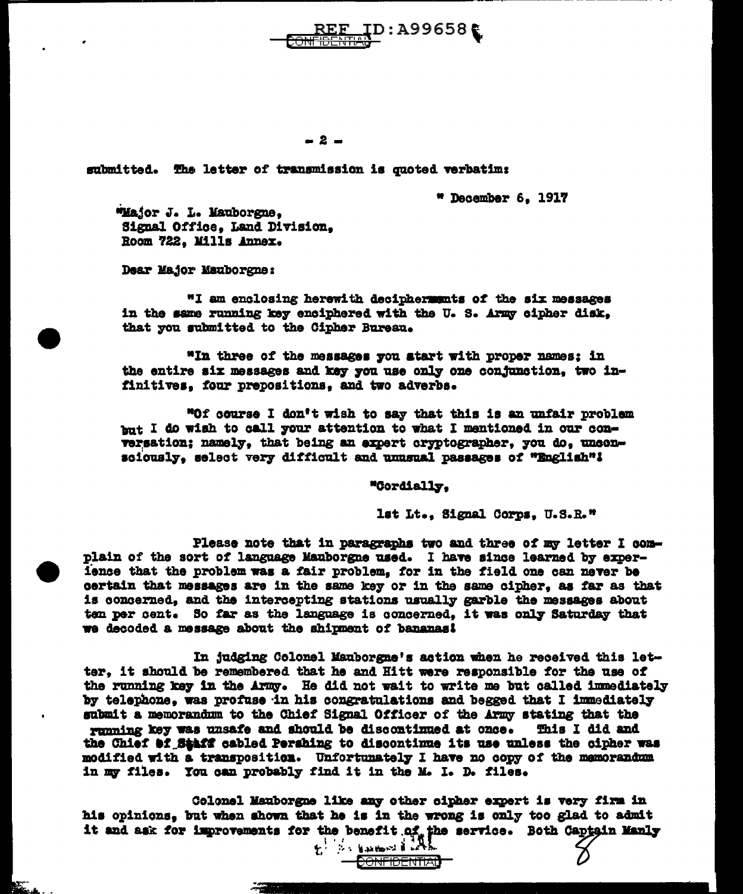submitted. The letter of transmission is quoted verbatim:

" December 6, 1917

"Major J. L. Mauborgne,
Signal Office, Land Division,
Room 722, Mills Annex.

Dear Major Mauborgne:

"I am enclosing herewith decipherments of the six messages in the same running key enciphered with the U. S. Army cipher disk, that you submitted to the Cipher Bureau.

"In three of the messages you start with proper names; in the entire six messages and key you use only one conjunction, two infinitives, four prepositions, and two adverbs.

"Of course I don't wish to say that this is an unfair problem but I do wish to call your attention to what I mentioned in our conversation; namely, that being an expert cryptographer, you do, unconsciously, select very difficult and unusual passages of "English"!

"Cordially,

1st Lt., Signal Corps, U.S.R."

Please note that in paragraphs two and three of my letter I complain of the sort of language Mauborgne used. I have since learned by experience that the problem was a fair problem, for in the field one can never be certain that messages are in the same key or in the same cipher, as far as that is concerned, and the intercepting stations usually garble the messages about ten per cent. So far as the language is concerned, it was only Saturday that we decoded a message about the shipment of bananas!

In judging Colonel Mauborgne's action when he received this letter, it should be remembered that he and Hitt were responsible for the use of the running key in the Army. He did not wait to write me but called immediately by telephone, was profuse in his congratulations and begged that I immediately submit a memorandum to the Chief Signal Officer of the Army stating that the running key was unsafe and should be discontinued at once. This I did and the Chief of Staff cabled Pershing to discontinue its use unless the cipher was modified with a transposition. Unfortunately I have no copy of the memorandum in my files. You can probably find it in the M. I. D. files.

Colonel Mauborgne like any other cipher expert is very firm in his opinions, but when shown that he is in the wrong is only too glad to admit it and ask for improvements for the benefit of the service. Both Captain Manly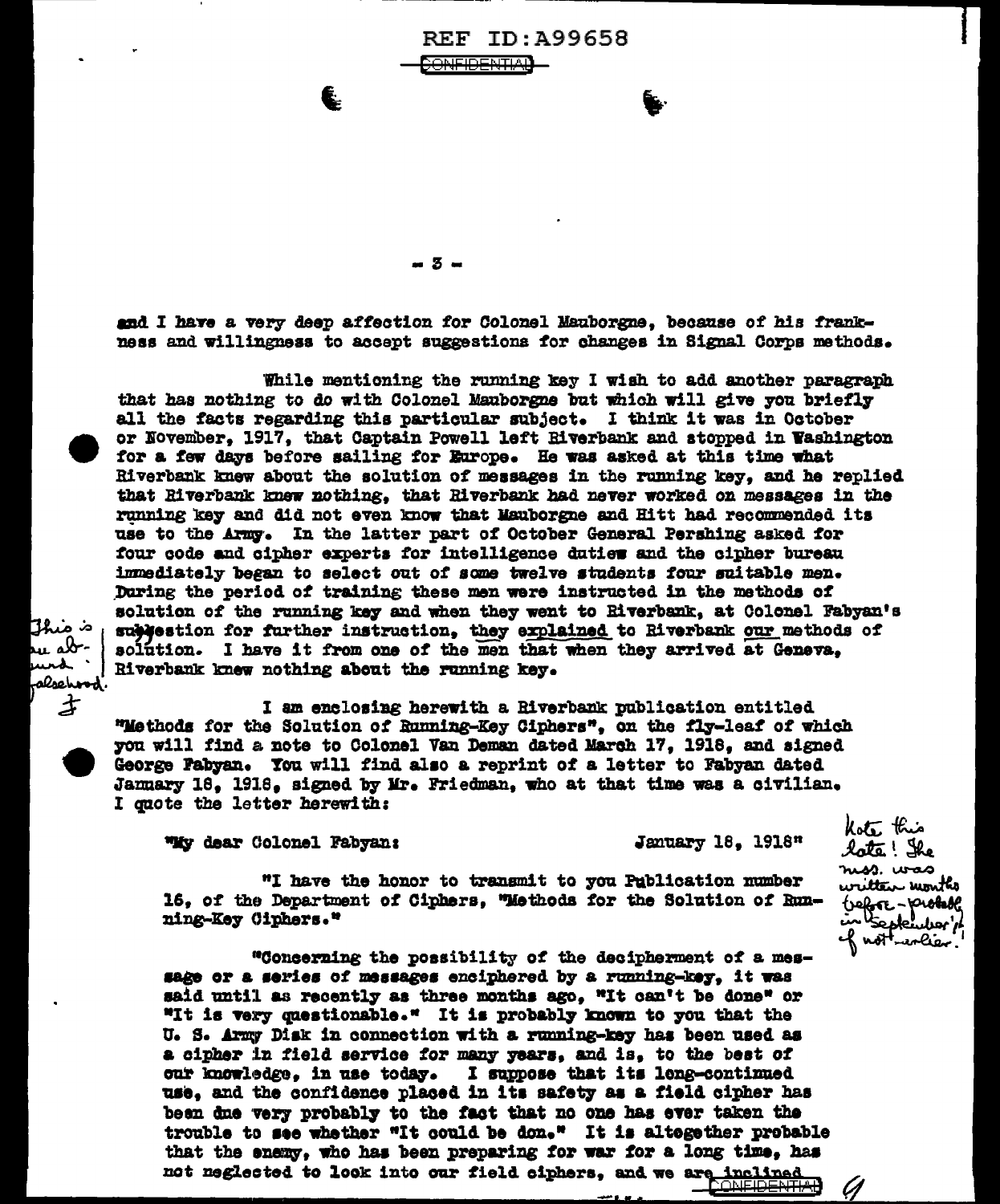and I have a very deep affection for Colonel Mauborgne, because of his frankness and willingness to accept suggestions for changes in Signal Corps methods.

While mentioning the running key I wish to add another paragraph that has nothing to do with Colonel Mauborgne but which will give you briefly all the facts regarding this particular subject. I think it was in October or November, 1917, that Captain Powell left Riverbank and stopped in Washington for a few days before sailing for Europe. He was asked at this time what Riverbank knew about the solution of messages in the running key, and he replied that Riverbank knew nothing, that Riverbank had never worked on messages in the running key and did not even know that Mauborgne and Hitt had recommended its use to the Army. In the latter part of October General Pershing asked for four code and cipher experts for intelligence duties and the cipher bureau immediately began to select out of some twelve students four suitable men. During the period of training these men were instructed in the methods of solution of the running key and when they went to Riverbank, at Colonel Fabyan's suggestion for further instruction, they explained to Riverbank our methods of solution. I have it from one of the men that when they arrived at Geneva, Riverbank knew nothing about the running key.

*[Handwritten margin note: This is an absurd falsehood. F]*

I am enclosing herewith a Riverbank publication entitled "Methods for the Solution of Running-Key Ciphers", on the fly-leaf of which you will find a note to Colonel Van Deman dated March 17, 1918, and signed George Fabyan. You will find also a reprint of a letter to Fabyan dated January 18, 1918, signed by Mr. Friedman, who at that time was a civilian. I quote the letter herewith:

"My dear Colonel Fabyan: January 18, 1918"

*[Handwritten margin note: Note this date! The mss. was written months before – probably in September, if not earlier!]*

"I have the honor to transmit to you Publication number 16, of the Department of Ciphers, "Methods for the Solution of Running-Key Ciphers."

"Concerning the possibility of the decipherment of a message or a series of messages enciphered by a running-key, it was said until as recently as three months ago, "It can't be done" or "It is very questionable." It is probably known to you that the U. S. Army Disk in connection with a running-key has been used as a cipher in field service for many years, and is, to the best of our knowledge, in use today. I suppose that its long-continued use, and the confidence placed in its safety as a field cipher has been due very probably to the fact that no one has ever taken the trouble to see whether "It could be don." It is altogether probable that the enemy, who has been preparing for war for a long time, has not neglected to look into our field ciphers, and we are inclined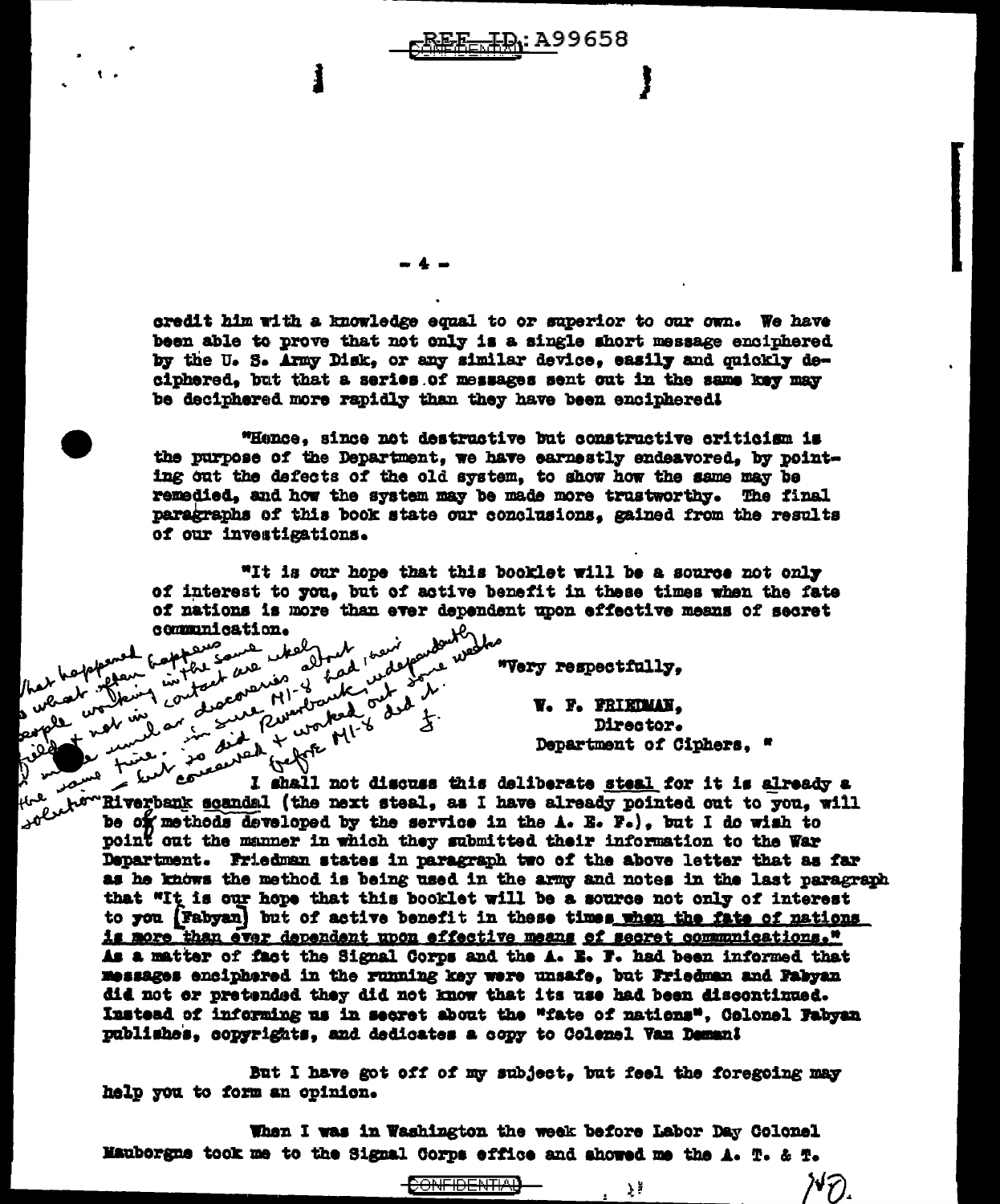credit him with a knowledge equal to or superior to our own. We have been able to prove that not only is a single short message enciphered by the U. S. Army Disk, or any similar device, easily and quickly deciphered, but that a series of messages sent out in the same key may be deciphered more rapidly than they have been enciphered!

"Hence, since not destructive but constructive criticism is the purpose of the Department, we have earnestly endeavored, by pointing out the defects of the old system, to show how the same may be remedied, and how the system may be made more trustworthy. The final paragraphs of this book state our conclusions, gained from the results of our investigations.

"It is our hope that this booklet will be a source not only of interest to you, but of active benefit in these times when the fate of nations is more than ever dependent upon effective means of secret communication.

"Very respectfully,

W. F. FRIEDMAN,
Director.
Department of Ciphers, "

[Handwritten note in margin: That happened often happens in the same field when working in contact are ideal. people not in discoveries M1-8 had obtained independently at the same time. — but so did Riverbank + worked out some weeks solution — concealed before M1-8 did it. F.]

I shall not discuss this deliberate steal for it is already a Riverbank scandal (the next steal, as I have already pointed out to you, will be of methods developed by the service in the A. E. F.), but I do wish to point out the manner in which they submitted their information to the War Department. Friedman states in paragraph two of the above letter that as far as he knows the method is being used in the army and notes in the last paragraph that "It is our hope that this booklet will be a source not only of interest to you [Fabyan] but of active benefit in these times when the fate of nations is more than ever dependent upon effective means of secret communications." As a matter of fact the Signal Corps and the A. E. F. had been informed that messages enciphered in the running key were unsafe, but Friedman and Fabyan did not or pretended they did not know that its use had been discontinued. Instead of informing us in secret about the "fate of nations", Colonel Fabyan publishes, copyrights, and dedicates a copy to Colonel Van Deman!

But I have got off of my subject, but feel the foregoing may help you to form an opinion.

When I was in Washington the week before Labor Day Colonel Mauborgne took me to the Signal Corps office and showed me the A. T. & T.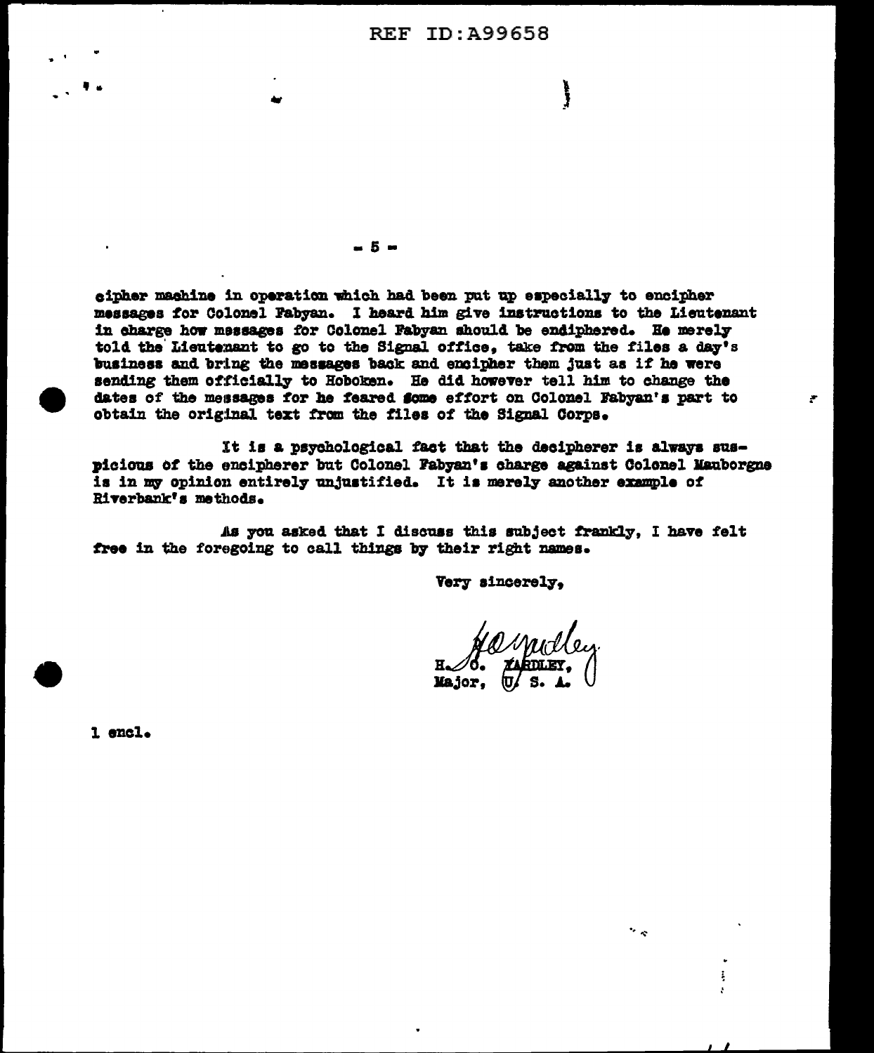cipher machine in operation which had been put up especially to encipher messages for Colonel Fabyan. I heard him give instructions to the Lieutenant in charge how messages for Colonel Fabyan should be enciphered. He merely told the Lieutenant to go to the Signal office, take from the files a day's business and bring the messages back and encipher them just as if he were sending them officially to Hoboken. He did however tell him to change the dates of the messages for he feared some effort on Colonel Fabyan's part to obtain the original text from the files of the Signal Corps.

It is a psychological fact that the decipherer is always suspicious of the encipherer but Colonel Fabyan's charge against Colonel Mauborgne is in my opinion entirely unjustified. It is merely another example of Riverbank's methods.

As you asked that I discuss this subject frankly, I have felt free in the foregoing to call things by their right names.

Very sincerely,

H. O. YARDLEY,
Major, U. S. A.

1 encl.